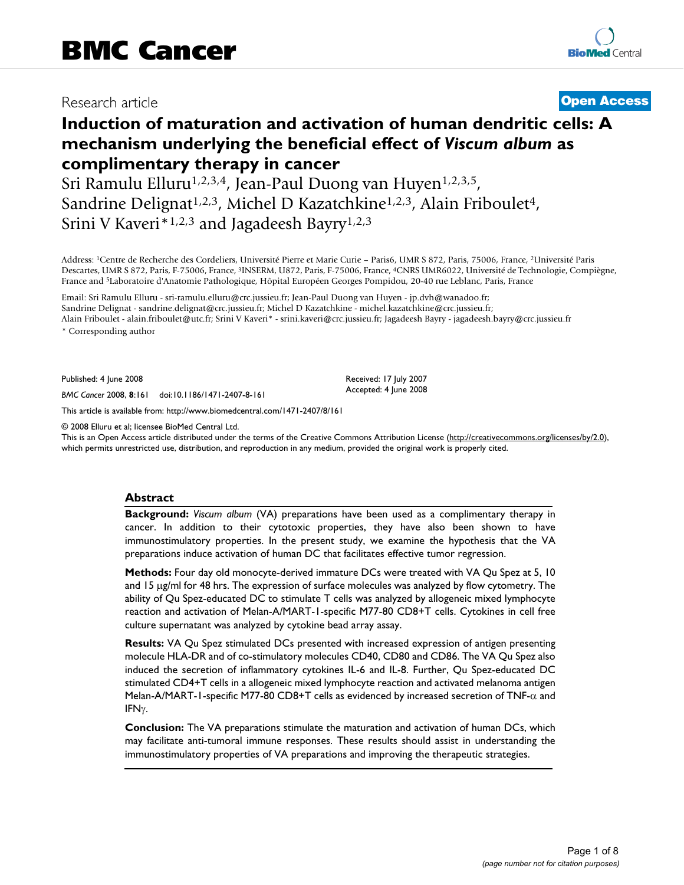BMC Cancer

Research article

Open Access

# Induction of maturation and activation of human dendritic cells: A mechanism underlying the beneficial effect of *Viscum album* as complimentary therapy in cancer

Sri Ramulu Elluru[1,2,3,4], Jean-Paul Duong van Huyen[1,2,3,5], Sandrine Delignat[1,2,3], Michel D Kazatchkine[1,2,3], Alain Friboulet[4], Srini V Kaveri*[1,2,3] and Jagadeesh Bayry[1,2,3]

Address: [1]Centre de Recherche des Cordeliers, Université Pierre et Marie Curie – Paris6, UMR S 872, Paris, 75006, France, [2]Université Paris Descartes, UMR S 872, Paris, F-75006, France, [3]INSERM, U872, Paris, F-75006, France, [4]CNRS UMR6022, Université de Technologie, Compiègne, France and [5]Laboratoire d'Anatomie Pathologique, Hôpital Européen Georges Pompidou, 20-40 rue Leblanc, Paris, France

Email: Sri Ramulu Elluru - sri-ramulu.elluru@crc.jussieu.fr; Jean-Paul Duong van Huyen - jp.dvh@wanadoo.fr; Sandrine Delignat - sandrine.delignat@crc.jussieu.fr; Michel D Kazatchkine - michel.kazatchkine@crc.jussieu.fr; Alain Friboulet - alain.friboulet@utc.fr; Srini V Kaveri* - srini.kaveri@crc.jussieu.fr; Jagadeesh Bayry - jagadeesh.bayry@crc.jussieu.fr

* Corresponding author

Published: 4 June 2008

*BMC Cancer* 2008, **8**:161 doi:10.1186/1471-2407-8-161

Received: 17 July 2007
Accepted: 4 June 2008

This article is available from: http://www.biomedcentral.com/1471-2407/8/161

© 2008 Elluru et al; licensee BioMed Central Ltd.

This is an Open Access article distributed under the terms of the Creative Commons Attribution License (http://creativecommons.org/licenses/by/2.0), which permits unrestricted use, distribution, and reproduction in any medium, provided the original work is properly cited.

## Abstract

**Background:** *Viscum album* (VA) preparations have been used as a complimentary therapy in cancer. In addition to their cytotoxic properties, they have also been shown to have immunostimulatory properties. In the present study, we examine the hypothesis that the VA preparations induce activation of human DC that facilitates effective tumor regression.

**Methods:** Four day old monocyte-derived immature DCs were treated with VA Qu Spez at 5, 10 and 15 μg/ml for 48 hrs. The expression of surface molecules was analyzed by flow cytometry. The ability of Qu Spez-educated DC to stimulate T cells was analyzed by allogeneic mixed lymphocyte reaction and activation of Melan-A/MART-1-specific M77-80 CD8+T cells. Cytokines in cell free culture supernatant was analyzed by cytokine bead array assay.

**Results:** VA Qu Spez stimulated DCs presented with increased expression of antigen presenting molecule HLA-DR and of co-stimulatory molecules CD40, CD80 and CD86. The VA Qu Spez also induced the secretion of inflammatory cytokines IL-6 and IL-8. Further, Qu Spez-educated DC stimulated CD4+T cells in a allogeneic mixed lymphocyte reaction and activated melanoma antigen Melan-A/MART-1-specific M77-80 CD8+T cells as evidenced by increased secretion of TNF-α and IFNγ.

**Conclusion:** The VA preparations stimulate the maturation and activation of human DCs, which may facilitate anti-tumoral immune responses. These results should assist in understanding the immunostimulatory properties of VA preparations and improving the therapeutic strategies.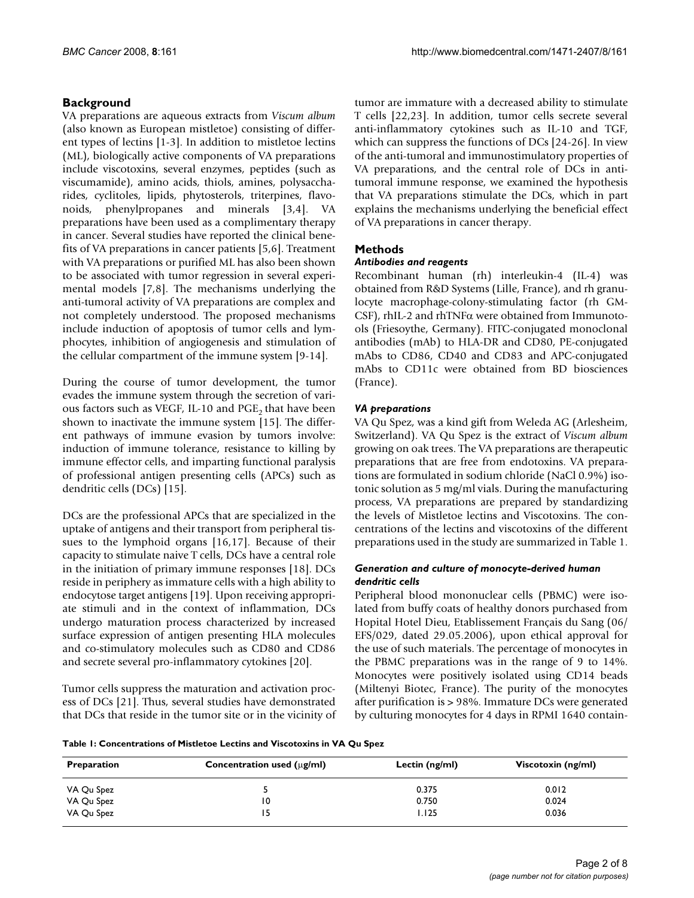## Background

VA preparations are aqueous extracts from *Viscum album* (also known as European mistletoe) consisting of different types of lectins [1-3]. In addition to mistletoe lectins (ML), biologically active components of VA preparations include viscotoxins, several enzymes, peptides (such as viscumamide), amino acids, thiols, amines, polysaccharides, cyclitoles, lipids, phytosterols, triterpines, flavonoids, phenylpropanes and minerals [3,4]. VA preparations have been used as a complimentary therapy in cancer. Several studies have reported the clinical benefits of VA preparations in cancer patients [5,6]. Treatment with VA preparations or purified ML has also been shown to be associated with tumor regression in several experimental models [7,8]. The mechanisms underlying the anti-tumoral activity of VA preparations are complex and not completely understood. The proposed mechanisms include induction of apoptosis of tumor cells and lymphocytes, inhibition of angiogenesis and stimulation of the cellular compartment of the immune system [9-14].

During the course of tumor development, the tumor evades the immune system through the secretion of various factors such as VEGF, IL-10 and $PGE_2$ that have been shown to inactivate the immune system [15]. The different pathways of immune evasion by tumors involve: induction of immune tolerance, resistance to killing by immune effector cells, and imparting functional paralysis of professional antigen presenting cells (APCs) such as dendritic cells (DCs) [15].

DCs are the professional APCs that are specialized in the uptake of antigens and their transport from peripheral tissues to the lymphoid organs [16,17]. Because of their capacity to stimulate naive T cells, DCs have a central role in the initiation of primary immune responses [18]. DCs reside in periphery as immature cells with a high ability to endocytose target antigens [19]. Upon receiving appropriate stimuli and in the context of inflammation, DCs undergo maturation process characterized by increased surface expression of antigen presenting HLA molecules and co-stimulatory molecules such as CD80 and CD86 and secrete several pro-inflammatory cytokines [20].

Tumor cells suppress the maturation and activation process of DCs [21]. Thus, several studies have demonstrated that DCs that reside in the tumor site or in the vicinity of tumor are immature with a decreased ability to stimulate T cells [22,23]. In addition, tumor cells secrete several anti-inflammatory cytokines such as IL-10 and TGF, which can suppress the functions of DCs [24-26]. In view of the anti-tumoral and immunostimulatory properties of VA preparations, and the central role of DCs in anti-tumoral immune response, we examined the hypothesis that VA preparations stimulate the DCs, which in part explains the mechanisms underlying the beneficial effect of VA preparations in cancer therapy.

## Methods

### *Antibodies and reagents*

Recombinant human (rh) interleukin-4 (IL-4) was obtained from R&D Systems (Lille, France), and rh granulocyte macrophage-colony-stimulating factor (rh GM-CSF), rhIL-2 and rhTNFα were obtained from Immunotools (Friesoythe, Germany). FITC-conjugated monoclonal antibodies (mAb) to HLA-DR and CD80, PE-conjugated mAbs to CD86, CD40 and CD83 and APC-conjugated mAbs to CD11c were obtained from BD biosciences (France).

### *VA preparations*

VA Qu Spez, was a kind gift from Weleda AG (Arlesheim, Switzerland). VA Qu Spez is the extract of *Viscum album* growing on oak trees. The VA preparations are therapeutic preparations that are free from endotoxins. VA preparations are formulated in sodium chloride (NaCl 0.9%) isotonic solution as 5 mg/ml vials. During the manufacturing process, VA preparations are prepared by standardizing the levels of Mistletoe lectins and Viscotoxins. The concentrations of the lectins and viscotoxins of the different preparations used in the study are summarized in Table 1.

### *Generation and culture of monocyte-derived human dendritic cells*

Peripheral blood mononuclear cells (PBMC) were isolated from buffy coats of healthy donors purchased from Hopital Hotel Dieu, Etablissement Français du Sang (06/EFS/029, dated 29.05.2006), upon ethical approval for the use of such materials. The percentage of monocytes in the PBMC preparations was in the range of 9 to 14%. Monocytes were positively isolated using CD14 beads (Miltenyi Biotec, France). The purity of the monocytes after purification is > 98%. Immature DCs were generated by culturing monocytes for 4 days in RPMI 1640 contain-

**Table 1: Concentrations of Mistletoe Lectins and Viscotoxins in VA Qu Spez**

| Preparation | Concentration used (μg/ml) | Lectin (ng/ml) | Viscotoxin (ng/ml) |
|---|---|---|---|
| VA Qu Spez | 5 | 0.375 | 0.012 |
| VA Qu Spez | 10 | 0.750 | 0.024 |
| VA Qu Spez | 15 | 1.125 | 0.036 |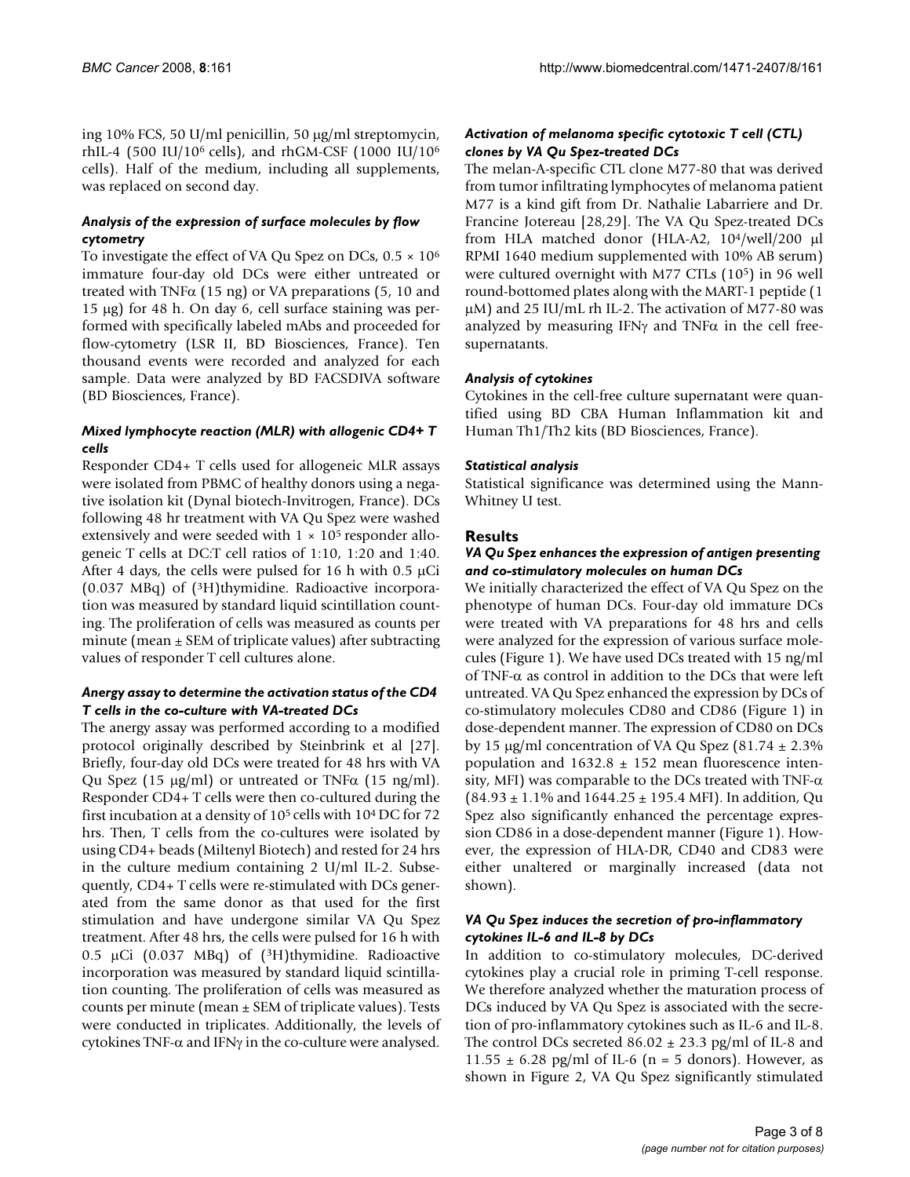ing 10% FCS, 50 U/ml penicillin, 50 μg/ml streptomycin, rhIL-4 (500 IU/$10^6$ cells), and rhGM-CSF (1000 IU/$10^6$ cells). Half of the medium, including all supplements, was replaced on second day.

### *Analysis of the expression of surface molecules by flow cytometry*

To investigate the effect of VA Qu Spez on DCs, $0.5 \times 10^6$ immature four-day old DCs were either untreated or treated with TNFα (15 ng) or VA preparations (5, 10 and 15 μg) for 48 h. On day 6, cell surface staining was performed with specifically labeled mAbs and proceeded for flow-cytometry (LSR II, BD Biosciences, France). Ten thousand events were recorded and analyzed for each sample. Data were analyzed by BD FACSDIVA software (BD Biosciences, France).

### *Mixed lymphocyte reaction (MLR) with allogenic CD4+ T cells*

Responder CD4+ T cells used for allogeneic MLR assays were isolated from PBMC of healthy donors using a negative isolation kit (Dynal biotech-Invitrogen, France). DCs following 48 hr treatment with VA Qu Spez were washed extensively and were seeded with $1 \times 10^5$ responder allogeneic T cells at DC:T cell ratios of 1:10, 1:20 and 1:40. After 4 days, the cells were pulsed for 16 h with 0.5 μCi (0.037 MBq) of ($^3$H)thymidine. Radioactive incorporation was measured by standard liquid scintillation counting. The proliferation of cells was measured as counts per minute (mean ± SEM of triplicate values) after subtracting values of responder T cell cultures alone.

### *Anergy assay to determine the activation status of the CD4 T cells in the co-culture with VA-treated DCs*

The anergy assay was performed according to a modified protocol originally described by Steinbrink et al [27]. Briefly, four-day old DCs were treated for 48 hrs with VA Qu Spez (15 μg/ml) or untreated or TNFα (15 ng/ml). Responder CD4+ T cells were then co-cultured during the first incubation at a density of $10^5$ cells with $10^4$ DC for 72 hrs. Then, T cells from the co-cultures were isolated by using CD4+ beads (Miltenyl Biotech) and rested for 24 hrs in the culture medium containing 2 U/ml IL-2. Subsequently, CD4+ T cells were re-stimulated with DCs generated from the same donor as that used for the first stimulation and have undergone similar VA Qu Spez treatment. After 48 hrs, the cells were pulsed for 16 h with 0.5 μCi (0.037 MBq) of ($^3$H)thymidine. Radioactive incorporation was measured by standard liquid scintillation counting. The proliferation of cells was measured as counts per minute (mean ± SEM of triplicate values). Tests were conducted in triplicates. Additionally, the levels of cytokines TNF-α and IFNγ in the co-culture were analysed.

### *Activation of melanoma specific cytotoxic T cell (CTL) clones by VA Qu Spez-treated DCs*

The melan-A-specific CTL clone M77-80 that was derived from tumor infiltrating lymphocytes of melanoma patient M77 is a kind gift from Dr. Nathalie Labarriere and Dr. Francine Jotereau [28,29]. The VA Qu Spez-treated DCs from HLA matched donor (HLA-A2, $10^4$/well/200 μl RPMI 1640 medium supplemented with 10% AB serum) were cultured overnight with M77 CTLs ($10^5$) in 96 well round-bottomed plates along with the MART-1 peptide (1 μM) and 25 IU/mL rh IL-2. The activation of M77-80 was analyzed by measuring IFNγ and TNFα in the cell free-supernatants.

### *Analysis of cytokines*

Cytokines in the cell-free culture supernatant were quantified using BD CBA Human Inflammation kit and Human Th1/Th2 kits (BD Biosciences, France).

### *Statistical analysis*

Statistical significance was determined using the Mann-Whitney U test.

## Results

### *VA Qu Spez enhances the expression of antigen presenting and co-stimulatory molecules on human DCs*

We initially characterized the effect of VA Qu Spez on the phenotype of human DCs. Four-day old immature DCs were treated with VA preparations for 48 hrs and cells were analyzed for the expression of various surface molecules (Figure 1). We have used DCs treated with 15 ng/ml of TNF-α as control in addition to the DCs that were left untreated. VA Qu Spez enhanced the expression by DCs of co-stimulatory molecules CD80 and CD86 (Figure 1) in dose-dependent manner. The expression of CD80 on DCs by 15 μg/ml concentration of VA Qu Spez (81.74 ± 2.3% population and 1632.8 ± 152 mean fluorescence intensity, MFI) was comparable to the DCs treated with TNF-α (84.93 ± 1.1% and 1644.25 ± 195.4 MFI). In addition, Qu Spez also significantly enhanced the percentage expression CD86 in a dose-dependent manner (Figure 1). However, the expression of HLA-DR, CD40 and CD83 were either unaltered or marginally increased (data not shown).

### *VA Qu Spez induces the secretion of pro-inflammatory cytokines IL-6 and IL-8 by DCs*

In addition to co-stimulatory molecules, DC-derived cytokines play a crucial role in priming T-cell response. We therefore analyzed whether the maturation process of DCs induced by VA Qu Spez is associated with the secretion of pro-inflammatory cytokines such as IL-6 and IL-8. The control DCs secreted 86.02 ± 23.3 pg/ml of IL-8 and 11.55 ± 6.28 pg/ml of IL-6 (n = 5 donors). However, as shown in Figure 2, VA Qu Spez significantly stimulated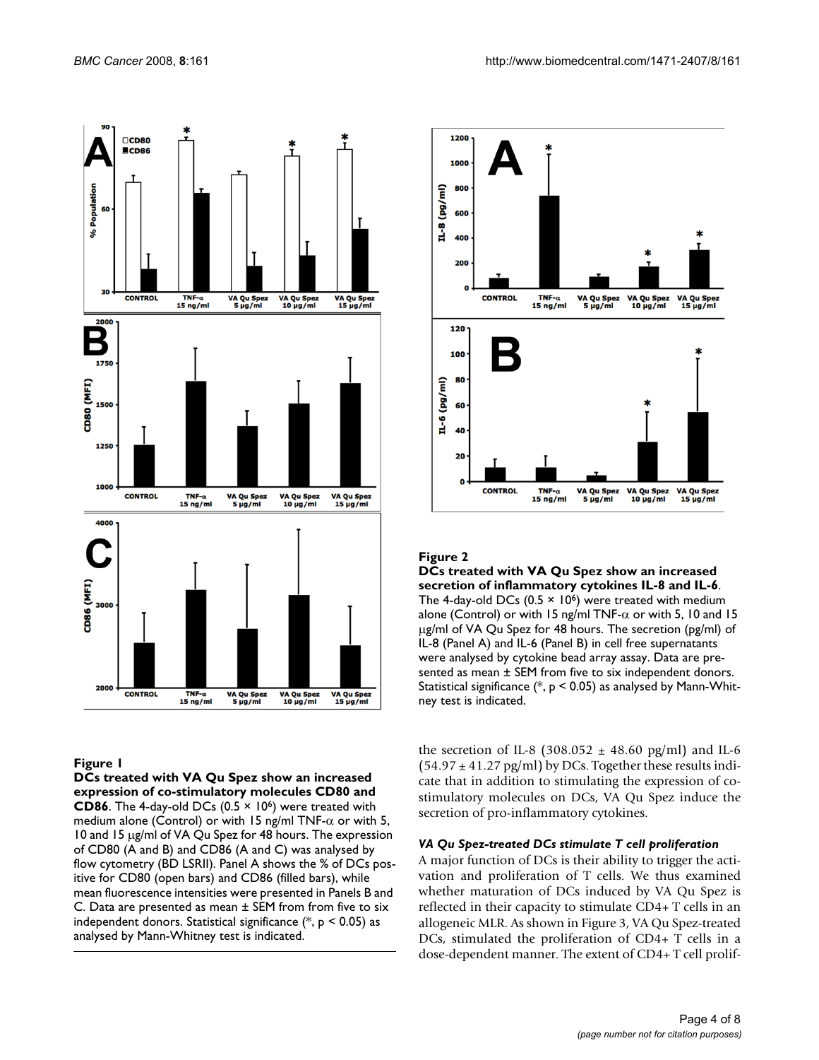**Figure 1**

**DCs treated with VA Qu Spez show an increased expression of co-stimulatory molecules CD80 and CD86**. The 4-day-old DCs ($0.5 \times 10^6$) were treated with medium alone (Control) or with 15 ng/ml TNF-$\alpha$ or with 5, 10 and 15 μg/ml of VA Qu Spez for 48 hours. The expression of CD80 (A and B) and CD86 (A and C) was analysed by flow cytometry (BD LSRII). Panel A shows the % of DCs positive for CD80 (open bars) and CD86 (filled bars), while mean fluorescence intensities were presented in Panels B and C. Data are presented as mean ± SEM from from five to six independent donors. Statistical significance (*, $p < 0.05$) as analysed by Mann-Whitney test is indicated.

**Figure 2**

**DCs treated with VA Qu Spez show an increased secretion of inflammatory cytokines IL-8 and IL-6**. The 4-day-old DCs ($0.5 \times 10^6$) were treated with medium alone (Control) or with 15 ng/ml TNF-$\alpha$ or with 5, 10 and 15 μg/ml of VA Qu Spez for 48 hours. The secretion (pg/ml) of IL-8 (Panel A) and IL-6 (Panel B) in cell free supernatants were analysed by cytokine bead array assay. Data are presented as mean ± SEM from five to six independent donors. Statistical significance (*, $p < 0.05$) as analysed by Mann-Whitney test is indicated.

the secretion of IL-8 (308.052 ± 48.60 pg/ml) and IL-6 (54.97 ± 41.27 pg/ml) by DCs. Together these results indicate that in addition to stimulating the expression of co-stimulatory molecules on DCs, VA Qu Spez induce the secretion of pro-inflammatory cytokines.

### *VA Qu Spez-treated DCs stimulate T cell proliferation*

A major function of DCs is their ability to trigger the activation and proliferation of T cells. We thus examined whether maturation of DCs induced by VA Qu Spez is reflected in their capacity to stimulate CD4+ T cells in an allogeneic MLR. As shown in Figure 3, VA Qu Spez-treated DCs, stimulated the proliferation of CD4+ T cells in a dose-dependent manner. The extent of CD4+ T cell prolif-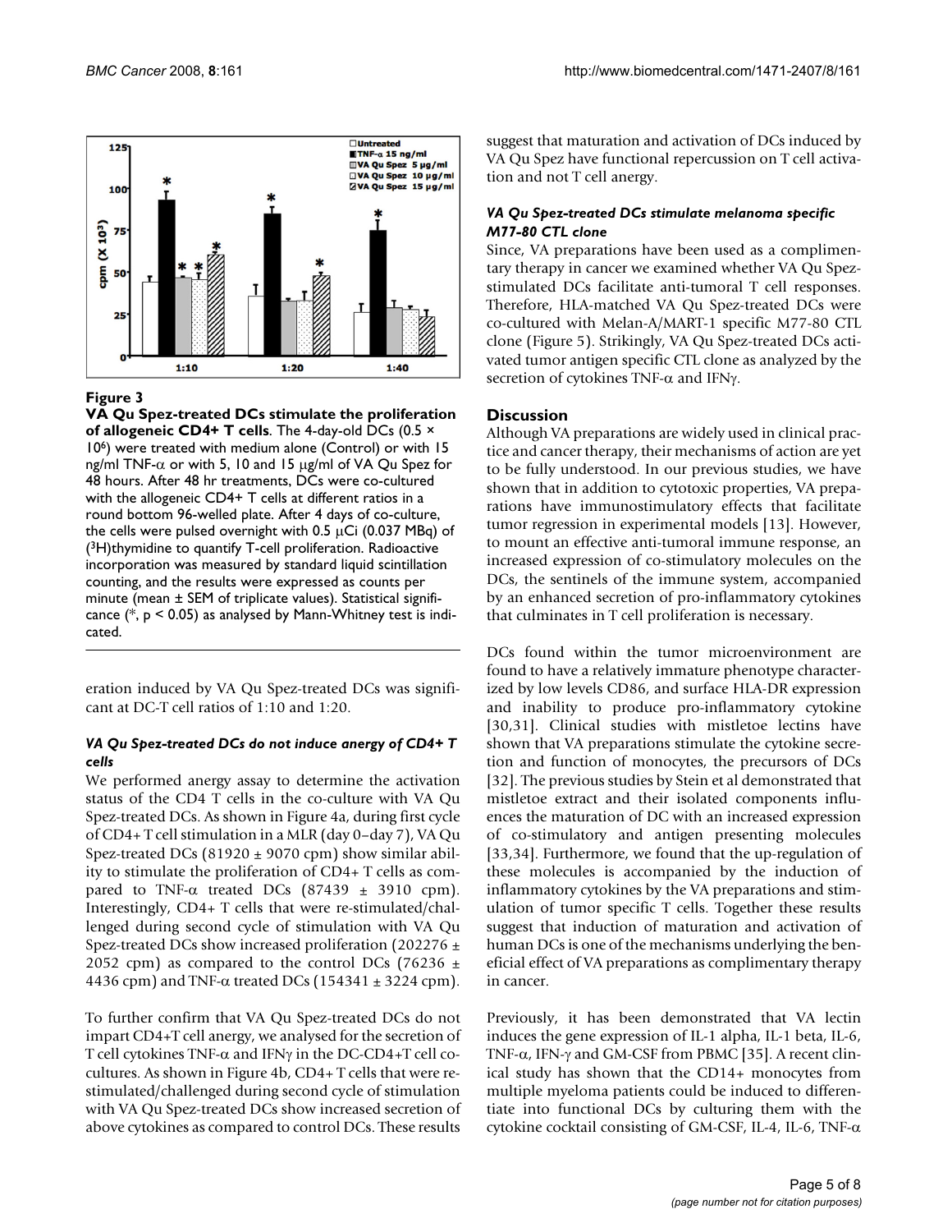**Figure 3**

**VA Qu Spez-treated DCs stimulate the proliferation of allogeneic CD4+ T cells**. The 4-day-old DCs (0.5 × $10^6$) were treated with medium alone (Control) or with 15 ng/ml TNF-α or with 5, 10 and 15 μg/ml of VA Qu Spez for 48 hours. After 48 hr treatments, DCs were co-cultured with the allogeneic CD4+ T cells at different ratios in a round bottom 96-welled plate. After 4 days of co-culture, the cells were pulsed overnight with 0.5 μCi (0.037 MBq) of ($^3$H)thymidine to quantify T-cell proliferation. Radioactive incorporation was measured by standard liquid scintillation counting, and the results were expressed as counts per minute (mean ± SEM of triplicate values). Statistical significance (*, $p < 0.05$) as analysed by Mann-Whitney test is indicated.

eration induced by VA Qu Spez-treated DCs was significant at DC-T cell ratios of 1:10 and 1:20.

### *VA Qu Spez-treated DCs do not induce anergy of CD4+ T cells*

We performed anergy assay to determine the activation status of the CD4 T cells in the co-culture with VA Qu Spez-treated DCs. As shown in Figure 4a, during first cycle of CD4+ T cell stimulation in a MLR (day 0–day 7), VA Qu Spez-treated DCs (81920 ± 9070 cpm) show similar ability to stimulate the proliferation of CD4+ T cells as compared to TNF-α treated DCs (87439 ± 3910 cpm). Interestingly, CD4+ T cells that were re-stimulated/challenged during second cycle of stimulation with VA Qu Spez-treated DCs show increased proliferation (202276 ± 2052 cpm) as compared to the control DCs (76236 ± 4436 cpm) and TNF-α treated DCs (154341 ± 3224 cpm).

To further confirm that VA Qu Spez-treated DCs do not impart CD4+T cell anergy, we analysed for the secretion of T cell cytokines TNF-α and IFNγ in the DC-CD4+T cell co-cultures. As shown in Figure 4b, CD4+ T cells that were re-stimulated/challenged during second cycle of stimulation with VA Qu Spez-treated DCs show increased secretion of above cytokines as compared to control DCs. These results suggest that maturation and activation of DCs induced by VA Qu Spez have functional repercussion on T cell activation and not T cell anergy.

### *VA Qu Spez-treated DCs stimulate melanoma specific M77-80 CTL clone*

Since, VA preparations have been used as a complimentary therapy in cancer we examined whether VA Qu Spez-stimulated DCs facilitate anti-tumoral T cell responses. Therefore, HLA-matched VA Qu Spez-treated DCs were co-cultured with Melan-A/MART-1 specific M77-80 CTL clone (Figure 5). Strikingly, VA Qu Spez-treated DCs activated tumor antigen specific CTL clone as analyzed by the secretion of cytokines TNF-α and IFNγ.

## Discussion

Although VA preparations are widely used in clinical practice and cancer therapy, their mechanisms of action are yet to be fully understood. In our previous studies, we have shown that in addition to cytotoxic properties, VA preparations have immunostimulatory effects that facilitate tumor regression in experimental models [13]. However, to mount an effective anti-tumoral immune response, an increased expression of co-stimulatory molecules on the DCs, the sentinels of the immune system, accompanied by an enhanced secretion of pro-inflammatory cytokines that culminates in T cell proliferation is necessary.

DCs found within the tumor microenvironment are found to have a relatively immature phenotype characterized by low levels CD86, and surface HLA-DR expression and inability to produce pro-inflammatory cytokine [30,31]. Clinical studies with mistletoe lectins have shown that VA preparations stimulate the cytokine secretion and function of monocytes, the precursors of DCs [32]. The previous studies by Stein et al demonstrated that mistletoe extract and their isolated components influences the maturation of DC with an increased expression of co-stimulatory and antigen presenting molecules [33,34]. Furthermore, we found that the up-regulation of these molecules is accompanied by the induction of inflammatory cytokines by the VA preparations and stimulation of tumor specific T cells. Together these results suggest that induction of maturation and activation of human DCs is one of the mechanisms underlying the beneficial effect of VA preparations as complimentary therapy in cancer.

Previously, it has been demonstrated that VA lectin induces the gene expression of IL-1 alpha, IL-1 beta, IL-6, TNF-α, IFN-γ and GM-CSF from PBMC [35]. A recent clinical study has shown that the CD14+ monocytes from multiple myeloma patients could be induced to differentiate into functional DCs by culturing them with the cytokine cocktail consisting of GM-CSF, IL-4, IL-6, TNF-α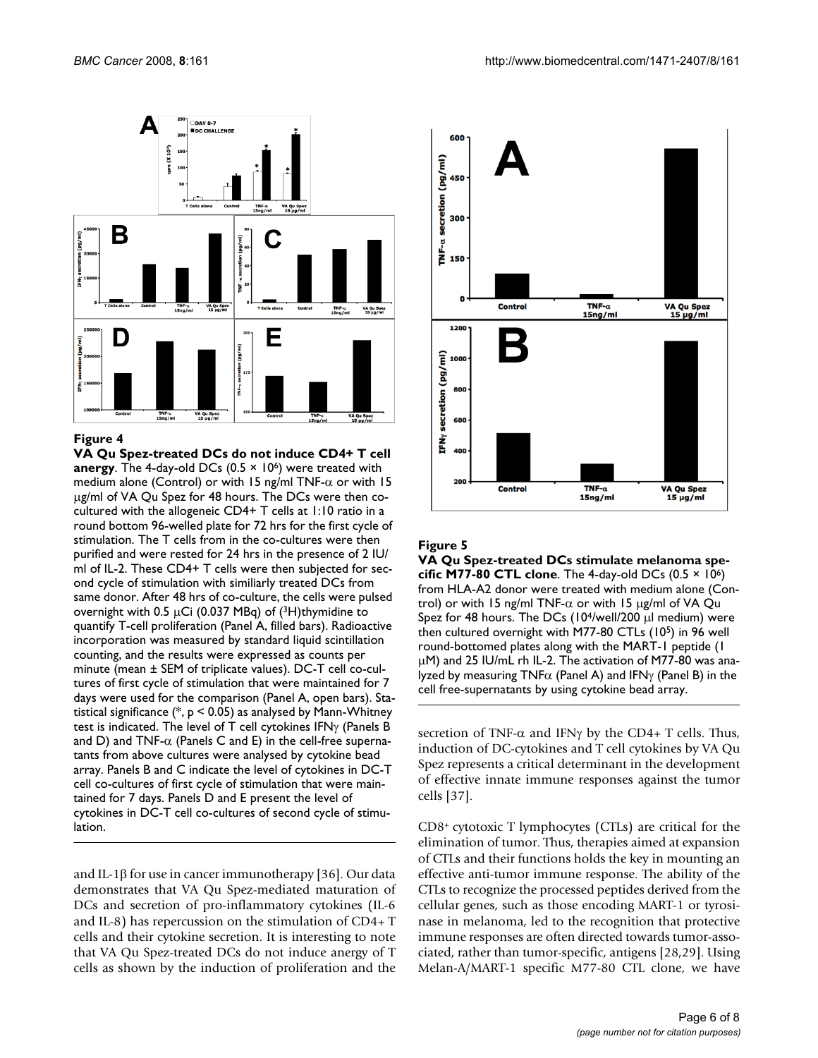**Figure 4**

**VA Qu Spez-treated DCs do not induce CD4+ T cell anergy**. The 4-day-old DCs ($0.5 \times 10^6$) were treated with medium alone (Control) or with 15 ng/ml TNF-$\alpha$ or with 15 $\mu$g/ml of VA Qu Spez for 48 hours. The DCs were then co-cultured with the allogeneic CD4+ T cells at 1:10 ratio in a round bottom 96-welled plate for 72 hrs for the first cycle of stimulation. The T cells from in the co-cultures were then purified and were rested for 24 hrs in the presence of 2 IU/ml of IL-2. These CD4+ T cells were then subjected for second cycle of stimulation with similiarly treated DCs from same donor. After 48 hrs of co-culture, the cells were pulsed overnight with 0.5 $\mu$Ci (0.037 MBq) of ($^3$H)thymidine to quantify T-cell proliferation (Panel A, filled bars). Radioactive incorporation was measured by standard liquid scintillation counting, and the results were expressed as counts per minute (mean ± SEM of triplicate values). DC-T cell co-cultures of first cycle of stimulation that were maintained for 7 days were used for the comparison (Panel A, open bars). Statistical significance (*, $p < 0.05$) as analysed by Mann-Whitney test is indicated. The level of T cell cytokines IFN$\gamma$ (Panels B and D) and TNF-$\alpha$ (Panels C and E) in the cell-free supernatants from above cultures were analysed by cytokine bead array. Panels B and C indicate the level of cytokines in DC-T cell co-cultures of first cycle of stimulation that were maintained for 7 days. Panels D and E present the level of cytokines in DC-T cell co-cultures of second cycle of stimulation.

and IL-1$\beta$ for use in cancer immunotherapy [36]. Our data demonstrates that VA Qu Spez-mediated maturation of DCs and secretion of pro-inflammatory cytokines (IL-6 and IL-8) has repercussion on the stimulation of CD4+ T cells and their cytokine secretion. It is interesting to note that VA Qu Spez-treated DCs do not induce anergy of T cells as shown by the induction of proliferation and the secretion of TNF-$\alpha$ and IFN$\gamma$ by the CD4+ T cells. Thus, induction of DC-cytokines and T cell cytokines by VA Qu Spez represents a critical determinant in the development of effective innate immune responses against the tumor cells [37].

**Figure 5**

**VA Qu Spez-treated DCs stimulate melanoma specific M77-80 CTL clone**. The 4-day-old DCs ($0.5 \times 10^6$) from HLA-A2 donor were treated with medium alone (Control) or with 15 ng/ml TNF-$\alpha$ or with 15 $\mu$g/ml of VA Qu Spez for 48 hours. The DCs ($10^4$/well/200 $\mu$l medium) were then cultured overnight with M77-80 CTLs ($10^5$) in 96 well round-bottomed plates along with the MART-1 peptide (1 $\mu$M) and 25 IU/mL rh IL-2. The activation of M77-80 was analyzed by measuring TNF$\alpha$ (Panel A) and IFN$\gamma$ (Panel B) in the cell free-supernatants by using cytokine bead array.

CD8$^+$ cytotoxic T lymphocytes (CTLs) are critical for the elimination of tumor. Thus, therapies aimed at expansion of CTLs and their functions holds the key in mounting an effective anti-tumor immune response. The ability of the CTLs to recognize the processed peptides derived from the cellular genes, such as those encoding MART-1 or tyrosinase in melanoma, led to the recognition that protective immune responses are often directed towards tumor-associated, rather than tumor-specific, antigens [28,29]. Using Melan-A/MART-1 specific M77-80 CTL clone, we have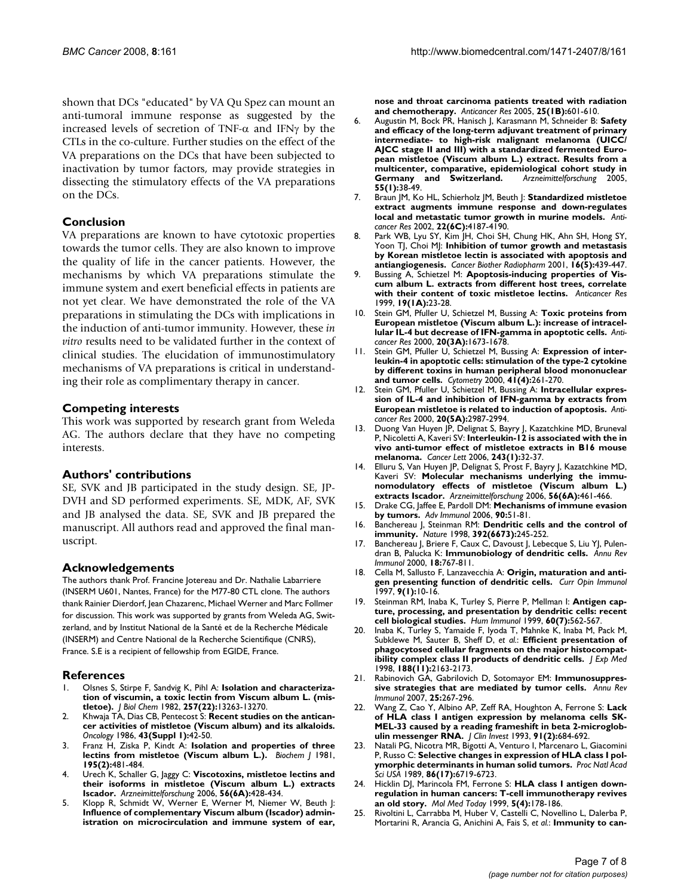shown that DCs "educated" by VA Qu Spez can mount an anti-tumoral immune response as suggested by the increased levels of secretion of TNF-$\alpha$ and IFN$\gamma$ by the CTLs in the co-culture. Further studies on the effect of the VA preparations on the DCs that have been subjected to inactivation by tumor factors, may provide strategies in dissecting the stimulatory effects of the VA preparations on the DCs.

## Conclusion

VA preparations are known to have cytotoxic properties towards the tumor cells. They are also known to improve the quality of life in the cancer patients. However, the mechanisms by which VA preparations stimulate the immune system and exert beneficial effects in patients are not yet clear. We have demonstrated the role of the VA preparations in stimulating the DCs with implications in the induction of anti-tumor immunity. However, these *in vitro* results need to be validated further in the context of clinical studies. The elucidation of immunostimulatory mechanisms of VA preparations is critical in understanding their role as complimentary therapy in cancer.

## Competing interests

This work was supported by research grant from Weleda AG. The authors declare that they have no competing interests.

## Authors' contributions

SE, SVK and JB participated in the study design. SE, JP-DVH and SD performed experiments. SE, MDK, AF, SVK and JB analysed the data. SE, SVK and JB prepared the manuscript. All authors read and approved the final manuscript.

## Acknowledgements

The authors thank Prof. Francine Jotereau and Dr. Nathalie Labarriere (INSERM U601, Nantes, France) for the M77-80 CTL clone. The authors thank Rainier Dierdorf, Jean Chazarenc, Michael Werner and Marc Follmer for discussion. This work was supported by grants from Weleda AG, Switzerland, and by Institut National de la Santé et de la Recherche Médicale (INSERM) and Centre National de la Recherche Scientifique (CNRS), France. S.E is a recipient of fellowship from EGIDE, France.

## References

1. Olsnes S, Stirpe F, Sandvig K, Pihl A: **Isolation and characterization of viscumin, a toxic lectin from Viscum album L. (mistletoe).** *J Biol Chem* 1982, **257(22):**13263-13270.
2. Khwaja TA, Dias CB, Pentecost S: **Recent studies on the anticancer activities of mistletoe (Viscum album) and its alkaloids.** *Oncology* 1986, **43(Suppl 1):**42-50.
3. Franz H, Ziska P, Kindt A: **Isolation and properties of three lectins from mistletoe (Viscum album L.).** *Biochem J* 1981, **195(2):**481-484.
4. Urech K, Schaller G, Jaggy C: **Viscotoxins, mistletoe lectins and their isoforms in mistletoe (Viscum album L.) extracts Iscador.** *Arzneimittelforschung* 2006, **56(6A):**428-434.
5. Klopp R, Schmidt W, Werner E, Werner M, Niemer W, Beuth J: **Influence of complementary Viscum album (Iscador) administration on microcirculation and immune system of ear, nose and throat carcinoma patients treated with radiation and chemotherapy.** *Anticancer Res* 2005, **25(1B):**601-610.
6. Augustin M, Bock PR, Hanisch J, Karasmann M, Schneider B: **Safety and efficacy of the long-term adjuvant treatment of primary intermediate- to high-risk malignant melanoma (UICC/AJCC stage II and III) with a standardized fermented European mistletoe (Viscum album L.) extract. Results from a multicenter, comparative, epidemiological cohort study in Germany and Switzerland.** *Arzneimittelforschung* 2005, **55(1):**38-49.
7. Braun JM, Ko HL, Schierholz JM, Beuth J: **Standardized mistletoe extract augments immune response and down-regulates local and metastatic tumor growth in murine models.** *Anticancer Res* 2002, **22(6C):**4187-4190.
8. Park WB, Lyu SY, Kim JH, Choi SH, Chung HK, Ahn SH, Hong SY, Yoon TJ, Choi MJ: **Inhibition of tumor growth and metastasis by Korean mistletoe lectin is associated with apoptosis and antiangiogenesis.** *Cancer Biother Radiopharm* 2001, **16(5):**439-447.
9. Bussing A, Schietzel M: **Apoptosis-inducing properties of Viscum album L. extracts from different host trees, correlate with their content of toxic mistletoe lectins.** *Anticancer Res* 1999, **19(1A):**23-28.
10. Stein GM, Pfuller U, Schietzel M, Bussing A: **Toxic proteins from European mistletoe (Viscum album L.): increase of intracellular IL-4 but decrease of IFN-gamma in apoptotic cells.** *Anticancer Res* 2000, **20(3A):**1673-1678.
11. Stein GM, Pfuller U, Schietzel M, Bussing A: **Expression of interleukin-4 in apoptotic cells: stimulation of the type-2 cytokine by different toxins in human peripheral blood mononuclear and tumor cells.** *Cytometry* 2000, **41(4):**261-270.
12. Stein GM, Pfuller U, Schietzel M, Bussing A: **Intracellular expression of IL-4 and inhibition of IFN-gamma by extracts from European mistletoe is related to induction of apoptosis.** *Anticancer Res* 2000, **20(5A):**2987-2994.
13. Duong Van Huyen JP, Delignat S, Bayry J, Kazatchkine MD, Bruneval P, Nicoletti A, Kaveri SV: **Interleukin-12 is associated with the in vivo anti-tumor effect of mistletoe extracts in B16 mouse melanoma.** *Cancer Lett* 2006, **243(1):**32-37.
14. Elluru S, Van Huyen JP, Delignat S, Prost F, Bayry J, Kazatchkine MD, Kaveri SV: **Molecular mechanisms underlying the immunomodulatory effects of mistletoe (Viscum album L.) extracts Iscador.** *Arzneimittelforschung* 2006, **56(6A):**461-466.
15. Drake CG, Jaffee E, Pardoll DM: **Mechanisms of immune evasion by tumors.** *Adv Immunol* 2006, **90:**51-81.
16. Banchereau J, Steinman RM: **Dendritic cells and the control of immunity.** *Nature* 1998, **392(6673):**245-252.
17. Banchereau J, Briere F, Caux C, Davoust J, Lebecque S, Liu YJ, Pulendran B, Palucka K: **Immunobiology of dendritic cells.** *Annu Rev Immunol* 2000, **18:**767-811.
18. Cella M, Sallusto F, Lanzavecchia A: **Origin, maturation and antigen presenting function of dendritic cells.** *Curr Opin Immunol* 1997, **9(1):**10-16.
19. Steinman RM, Inaba K, Turley S, Pierre P, Mellman I: **Antigen capture, processing, and presentation by dendritic cells: recent cell biological studies.** *Hum Immunol* 1999, **60(7):**562-567.
20. Inaba K, Turley S, Yamaide F, Iyoda T, Mahnke K, Inaba M, Pack M, Subklewe M, Sauter B, Sheff D, *et al.*: **Efficient presentation of phagocytosed cellular fragments on the major histocompatibility complex class II products of dendritic cells.** *J Exp Med* 1998, **188(11):**2163-2173.
21. Rabinovich GA, Gabrilovich D, Sotomayor EM: **Immunosuppressive strategies that are mediated by tumor cells.** *Annu Rev Immunol* 2007, **25:**267-296.
22. Wang Z, Cao Y, Albino AP, Zeff RA, Houghton A, Ferrone S: **Lack of HLA class I antigen expression by melanoma cells SK-MEL-33 caused by a reading frameshift in beta 2-microglobulin messenger RNA.** *J Clin Invest* 1993, **91(2):**684-692.
23. Natali PG, Nicotra MR, Bigotti A, Venturo I, Marcenaro L, Giacomini P, Russo C: **Selective changes in expression of HLA class I polymorphic determinants in human solid tumors.** *Proc Natl Acad Sci USA* 1989, **86(17):**6719-6723.
24. Hicklin DJ, Marincola FM, Ferrone S: **HLA class I antigen downregulation in human cancers: T-cell immunotherapy revives an old story.** *Mol Med Today* 1999, **5(4):**178-186.
25. Rivoltini L, Carrabba M, Huber V, Castelli C, Novellino L, Dalerba P, Mortarini R, Arancia G, Anichini A, Fais S, *et al.*: **Immunity to can-**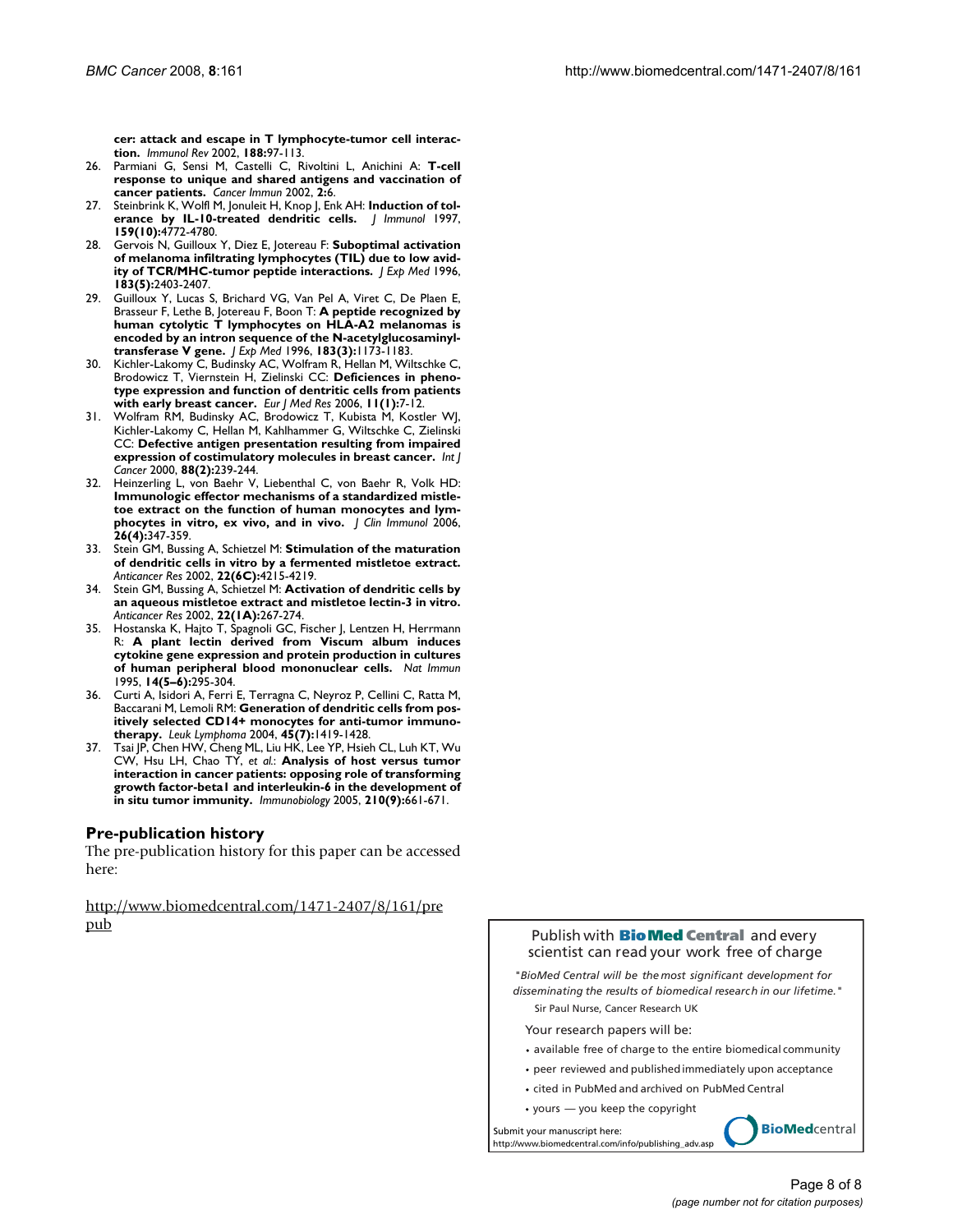cer: attack and escape in T lymphocyte-tumor cell interaction. *Immunol Rev* 2002, **188:**97-113.

26. Parmiani G, Sensi M, Castelli C, Rivoltini L, Anichini A: **T-cell response to unique and shared antigens and vaccination of cancer patients.** *Cancer Immun* 2002, **2:**6.
27. Steinbrink K, Wolfl M, Jonuleit H, Knop J, Enk AH: **Induction of tolerance by IL-10-treated dendritic cells.** *J Immunol* 1997, **159(10):**4772-4780.
28. Gervois N, Guilloux Y, Diez E, Jotereau F: **Suboptimal activation of melanoma infiltrating lymphocytes (TIL) due to low avidity of TCR/MHC-tumor peptide interactions.** *J Exp Med* 1996, **183(5):**2403-2407.
29. Guilloux Y, Lucas S, Brichard VG, Van Pel A, Viret C, De Plaen E, Brasseur F, Lethe B, Jotereau F, Boon T: **A peptide recognized by human cytolytic T lymphocytes on HLA-A2 melanomas is encoded by an intron sequence of the N-acetylglucosaminyltransferase V gene.** *J Exp Med* 1996, **183(3):**1173-1183.
30. Kichler-Lakomy C, Budinsky AC, Wolfram R, Hellan M, Wiltschke C, Brodowicz T, Viernstein H, Zielinski CC: **Deficiences in phenotype expression and function of dentritic cells from patients with early breast cancer.** *Eur J Med Res* 2006, **11(1):**7-12.
31. Wolfram RM, Budinsky AC, Brodowicz T, Kubista M, Kostler WJ, Kichler-Lakomy C, Hellan M, Kahlhammer G, Wiltschke C, Zielinski CC: **Defective antigen presentation resulting from impaired expression of costimulatory molecules in breast cancer.** *Int J Cancer* 2000, **88(2):**239-244.
32. Heinzerling L, von Baehr V, Liebenthal C, von Baehr R, Volk HD: **Immunologic effector mechanisms of a standardized mistletoe extract on the function of human monocytes and lymphocytes in vitro, ex vivo, and in vivo.** *J Clin Immunol* 2006, **26(4):**347-359.
33. Stein GM, Bussing A, Schietzel M: **Stimulation of the maturation of dendritic cells in vitro by a fermented mistletoe extract.** *Anticancer Res* 2002, **22(6C):**4215-4219.
34. Stein GM, Bussing A, Schietzel M: **Activation of dendritic cells by an aqueous mistletoe extract and mistletoe lectin-3 in vitro.** *Anticancer Res* 2002, **22(1A):**267-274.
35. Hostanska K, Hajto T, Spagnoli GC, Fischer J, Lentzen H, Herrmann R: **A plant lectin derived from Viscum album induces cytokine gene expression and protein production in cultures of human peripheral blood mononuclear cells.** *Nat Immun* 1995, **14(5–6):**295-304.
36. Curti A, Isidori A, Ferri E, Terragna C, Neyroz P, Cellini C, Ratta M, Baccarani M, Lemoli RM: **Generation of dendritic cells from positively selected CD14+ monocytes for anti-tumor immunotherapy.** *Leuk Lymphoma* 2004, **45(7):**1419-1428.
37. Tsai JP, Chen HW, Cheng ML, Liu HK, Lee YP, Hsieh CL, Luh KT, Wu CW, Hsu LH, Chao TY, *et al.*: **Analysis of host versus tumor interaction in cancer patients: opposing role of transforming growth factor-beta1 and interleukin-6 in the development of in situ tumor immunity.** *Immunobiology* 2005, **210(9):**661-671.

## Pre-publication history

The pre-publication history for this paper can be accessed here:

http://www.biomedcentral.com/1471-2407/8/161/prepub

Publish with **BioMed Central** and every scientist can read your work free of charge

*"BioMed Central will be the most significant development for disseminating the results of biomedical research in our lifetime."*

Sir Paul Nurse, Cancer Research UK

Your research papers will be:

- available free of charge to the entire biomedical community
- peer reviewed and published immediately upon acceptance
- cited in PubMed and archived on PubMed Central
- yours — you keep the copyright

Submit your manuscript here:
http://www.biomedcentral.com/info/publishing_adv.asp

BioMedcentral